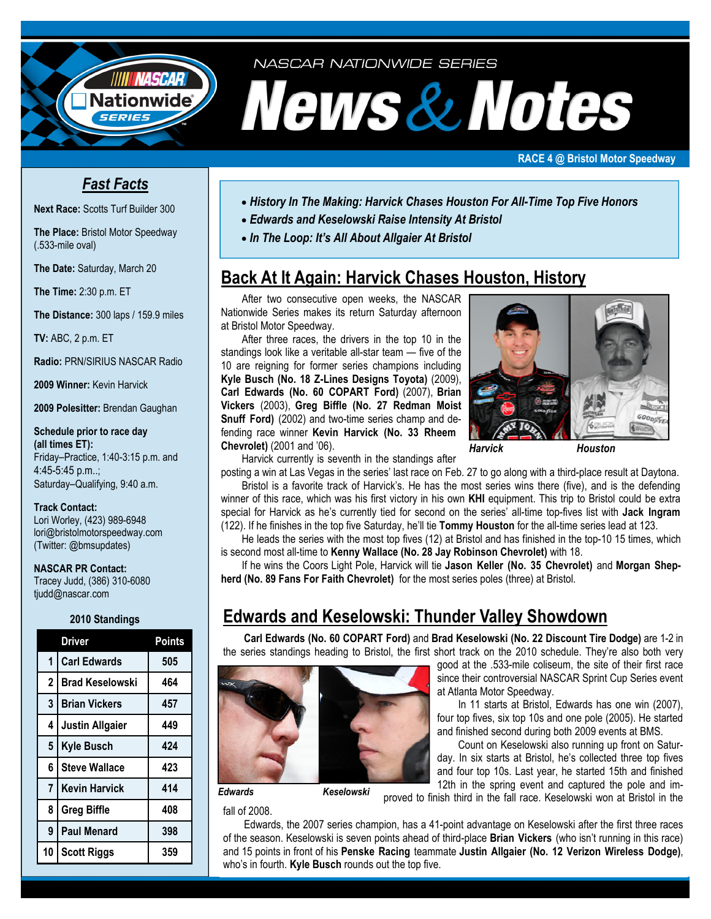NASCAR NATIONWIDE SERIES

# News & Notes

**RACE 4 @ Bristol Motor Speedway**

## *Fast Facts*

**Next Race:** Scotts Turf Builder 300

**The Place:** Bristol Motor Speedway (.533-mile oval)

**The Date:** Saturday, March 20

**The Time:** 2:30 p.m. ET

**The Distance:** 300 laps / 159.9 miles

**TV:** ABC, 2 p.m. ET

**Radio:** PRN/SIRIUS NASCAR Radio

**2009 Winner:** Kevin Harvick

**2009 Polesitter:** Brendan Gaughan

**Schedule prior to race day (all times ET):**
Friday–Practice, 1:40-3:15 p.m. and 4:45-5:45 p.m..;
Saturday–Qualifying, 9:40 a.m.

**Track Contact:**
Lori Worley, (423) 989-6948
lori@bristolmotorspeedway.com
(Twitter: @bmsupdates)

**NASCAR PR Contact:**
Tracey Judd, (386) 310-6080
tjudd@nascar.com

**2010 Standings**

| | Driver | Points |
|---|---|---|
| 1 | Carl Edwards | 505 |
| 2 | Brad Keselowski | 464 |
| 3 | Brian Vickers | 457 |
| 4 | Justin Allgaier | 449 |
| 5 | Kyle Busch | 424 |
| 6 | Steve Wallace | 423 |
| 7 | Kevin Harvick | 414 |
| 8 | Greg Biffle | 408 |
| 9 | Paul Menard | 398 |
| 10 | Scott Riggs | 359 |

- *History In The Making: Harvick Chases Houston For All-Time Top Five Honors*
- *Edwards and Keselowski Raise Intensity At Bristol*
- *In The Loop: It's All About Allgaier At Bristol*

## Back At It Again: Harvick Chases Houston, History

After two consecutive open weeks, the NASCAR Nationwide Series makes its return Saturday afternoon at Bristol Motor Speedway.

After three races, the drivers in the top 10 in the standings look like a veritable all-star team — five of the 10 are reigning for former series champions including **Kyle Busch (No. 18 Z-Lines Designs Toyota)** (2009), **Carl Edwards (No. 60 COPART Ford)** (2007), **Brian Vickers** (2003), **Greg Biffle (No. 27 Redman Moist Snuff Ford)** (2002) and two-time series champ and defending race winner **Kevin Harvick (No. 33 Rheem Chevrolet)** (2001 and '06).

*Harvick* *Houston*

Harvick currently is seventh in the standings after posting a win at Las Vegas in the series' last race on Feb. 27 to go along with a third-place result at Daytona.

Bristol is a favorite track of Harvick's. He has the most series wins there (five), and is the defending winner of this race, which was his first victory in his own **KHI** equipment. This trip to Bristol could be extra special for Harvick as he's currently tied for second on the series' all-time top-fives list with **Jack Ingram** (122). If he finishes in the top five Saturday, he'll tie **Tommy Houston** for the all-time series lead at 123.

He leads the series with the most top fives (12) at Bristol and has finished in the top-10 15 times, which is second most all-time to **Kenny Wallace (No. 28 Jay Robinson Chevrolet)** with 18.

If he wins the Coors Light Pole, Harvick will tie **Jason Keller (No. 35 Chevrolet)** and **Morgan Shepherd (No. 89 Fans For Faith Chevrolet)** for the most series poles (three) at Bristol.

## Edwards and Keselowski: Thunder Valley Showdown

**Carl Edwards (No. 60 COPART Ford)** and **Brad Keselowski (No. 22 Discount Tire Dodge)** are 1-2 in the series standings heading to Bristol, the first short track on the 2010 schedule. They're also both very good at the .533-mile coliseum, the site of their first race since their controversial NASCAR Sprint Cup Series event at Atlanta Motor Speedway.

*Edwards* *Keselowski*

In 11 starts at Bristol, Edwards has one win (2007), four top fives, six top 10s and one pole (2005). He started and finished second during both 2009 events at BMS.

Count on Keselowski also running up front on Saturday. In six starts at Bristol, he's collected three top fives and four top 10s. Last year, he started 15th and finished 12th in the spring event and captured the pole and improved to finish third in the fall race. Keselowski won at Bristol in the fall of 2008.

Edwards, the 2007 series champion, has a 41-point advantage on Keselowski after the first three races of the season. Keselowski is seven points ahead of third-place **Brian Vickers** (who isn't running in this race) and 15 points in front of his **Penske Racing** teammate **Justin Allgaier (No. 12 Verizon Wireless Dodge)**, who's in fourth. **Kyle Busch** rounds out the top five.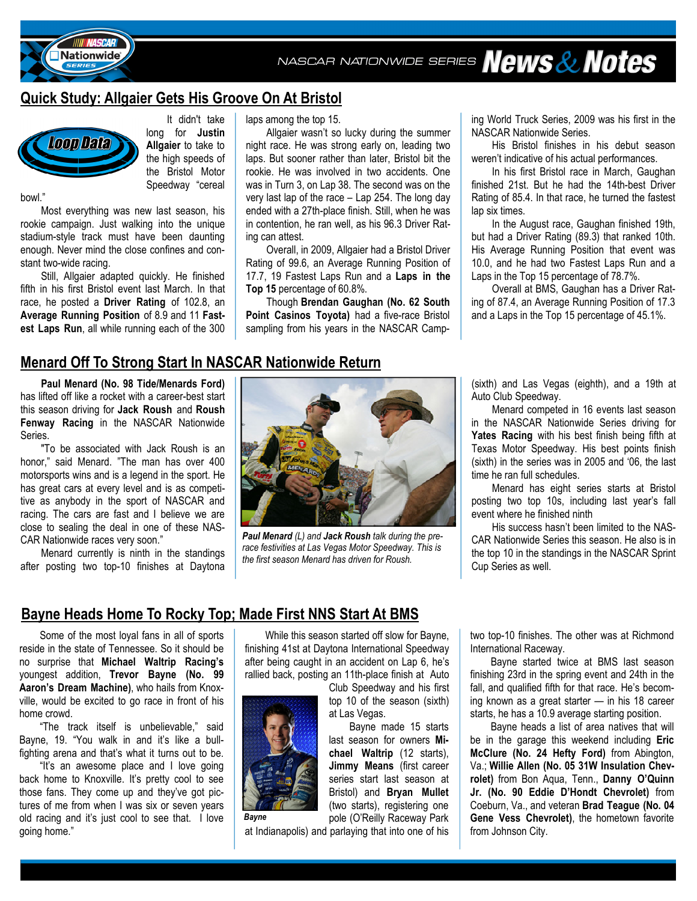## Quick Study: Allgaier Gets His Groove On At Bristol

It didn't take long for **Justin Allgaier** to take to the high speeds of the Bristol Motor Speedway "cereal bowl."

Most everything was new last season, his rookie campaign. Just walking into the unique stadium-style track must have been daunting enough. Never mind the close confines and constant two-wide racing.

Still, Allgaier adapted quickly. He finished fifth in his first Bristol event last March. In that race, he posted a **Driver Rating** of 102.8, an **Average Running Position** of 8.9 and 11 **Fastest Laps Run**, all while running each of the 300 laps among the top 15.

Allgaier wasn't so lucky during the summer night race. He was strong early on, leading two laps. But sooner rather than later, Bristol bit the rookie. He was involved in two accidents. One was in Turn 3, on Lap 38. The second was on the very last lap of the race – Lap 254. The long day ended with a 27th-place finish. Still, when he was in contention, he ran well, as his 96.3 Driver Rating can attest.

Overall, in 2009, Allgaier had a Bristol Driver Rating of 99.6, an Average Running Position of 17.7, 19 Fastest Laps Run and a **Laps in the Top 15** percentage of 60.8%.

Though **Brendan Gaughan (No. 62 South Point Casinos Toyota)** had a five-race Bristol sampling from his years in the NASCAR Camping World Truck Series, 2009 was his first in the NASCAR Nationwide Series.

His Bristol finishes in his debut season weren't indicative of his actual performances.

In his first Bristol race in March, Gaughan finished 21st. But he had the 14th-best Driver Rating of 85.4. In that race, he turned the fastest lap six times.

In the August race, Gaughan finished 19th, but had a Driver Rating (89.3) that ranked 10th. His Average Running Position that event was 10.0, and he had two Fastest Laps Run and a Laps in the Top 15 percentage of 78.7%.

Overall at BMS, Gaughan has a Driver Rating of 87.4, an Average Running Position of 17.3 and a Laps in the Top 15 percentage of 45.1%.

## Menard Off To Strong Start In NASCAR Nationwide Return

**Paul Menard (No. 98 Tide/Menards Ford)** has lifted off like a rocket with a career-best start this season driving for **Jack Roush** and **Roush Fenway Racing** in the NASCAR Nationwide Series.

"To be associated with Jack Roush is an honor," said Menard. "The man has over 400 motorsports wins and is a legend in the sport. He has great cars at every level and is as competitive as anybody in the sport of NASCAR and racing. The cars are fast and I believe we are close to sealing the deal in one of these NASCAR Nationwide races very soon."

Menard currently is ninth in the standings after posting two top-10 finishes at Daytona (sixth) and Las Vegas (eighth), and a 19th at Auto Club Speedway.

*__Paul Menard__ (L) and __Jack Roush__ talk during the pre-race festivities at Las Vegas Motor Speedway. This is the first season Menard has driven for Roush.*

Menard competed in 16 events last season in the NASCAR Nationwide Series driving for **Yates Racing** with his best finish being fifth at Texas Motor Speedway. His best points finish (sixth) in the series was in 2005 and '06, the last time he ran full schedules.

Menard has eight series starts at Bristol posting two top 10s, including last year's fall event where he finished ninth

His success hasn't been limited to the NASCAR Nationwide Series this season. He also is in the top 10 in the standings in the NASCAR Sprint Cup Series as well.

## Bayne Heads Home To Rocky Top; Made First NNS Start At BMS

Some of the most loyal fans in all of sports reside in the state of Tennessee. So it should be no surprise that **Michael Waltrip Racing's** youngest addition, **Trevor Bayne (No. 99 Aaron's Dream Machine)**, who hails from Knoxville, would be excited to go race in front of his home crowd.

"The track itself is unbelievable," said Bayne, 19. "You walk in and it's like a bullfighting arena and that's what it turns out to be.

"It's an awesome place and I love going back home to Knoxville. It's pretty cool to see those fans. They come up and they've got pictures of me from when I was six or seven years old racing and it's just cool to see that. I love going home."

While this season started off slow for Bayne, finishing 41st at Daytona International Speedway after being caught in an accident on Lap 6, he's rallied back, posting an 11th-place finish at Auto Club Speedway and his first top 10 of the season (sixth) at Las Vegas.

*__Bayne__*

Bayne made 15 starts last season for owners **Michael Waltrip** (12 starts), **Jimmy Means** (first career series start last season at Bristol) and **Bryan Mullet** (two starts), registering one pole (O'Reilly Raceway Park at Indianapolis) and parlaying that into one of his two top-10 finishes. The other was at Richmond International Raceway.

Bayne started twice at BMS last season finishing 23rd in the spring event and 24th in the fall, and qualified fifth for that race. He's becoming known as a great starter — in his 18 career starts, he has a 10.9 average starting position.

Bayne heads a list of area natives that will be in the garage this weekend including **Eric McClure (No. 24 Hefty Ford)** from Abingdon, Va.; **Willie Allen (No. 05 31W Insulation Chevrolet)** from Bon Aqua, Tenn., **Danny O'Quinn Jr. (No. 90 Eddie D'Hondt Chevrolet)** from Coeburn, Va., and veteran **Brad Teague (No. 04 Gene Vess Chevrolet)**, the hometown favorite from Johnson City.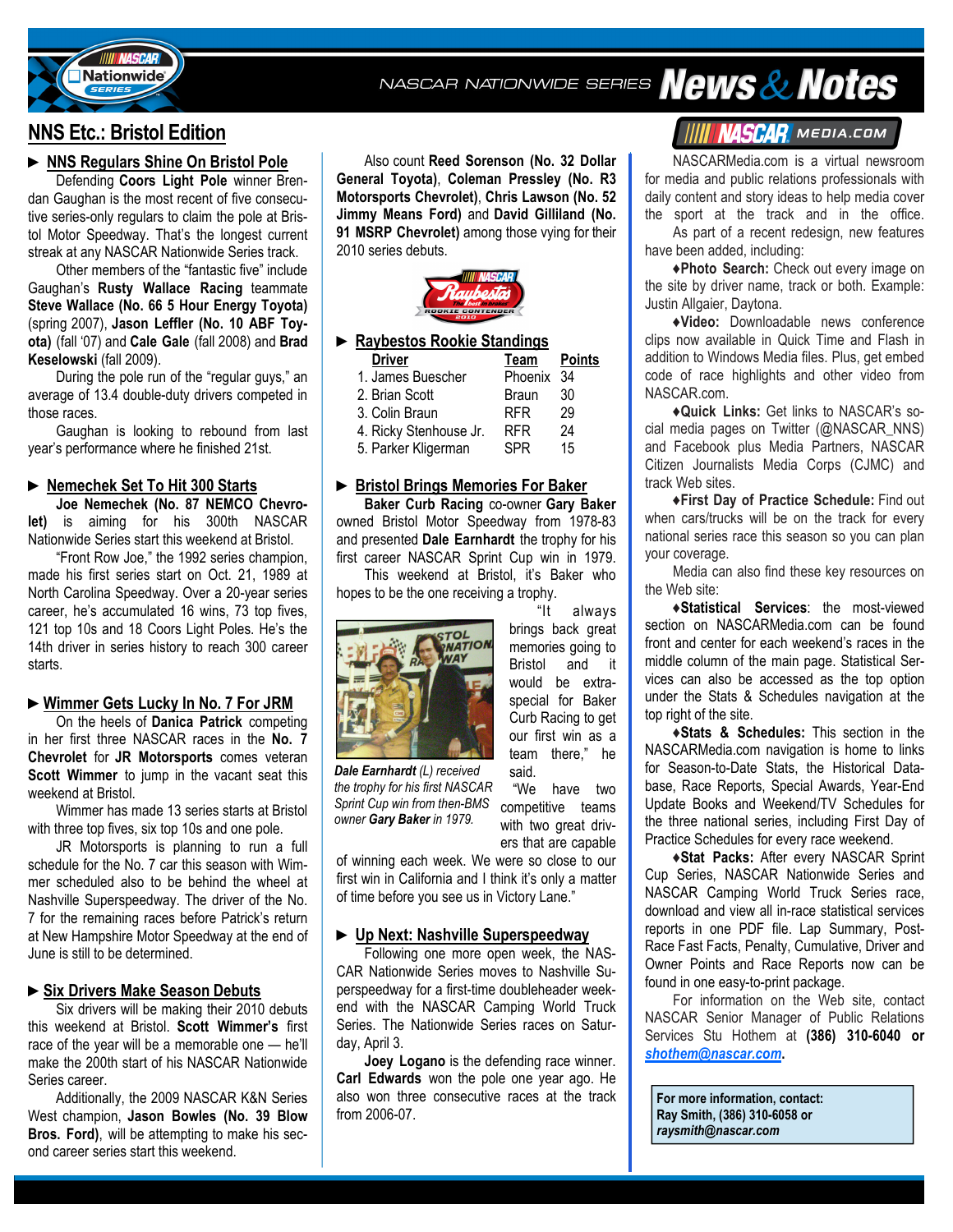# NNS Etc.: Bristol Edition

## ► NNS Regulars Shine On Bristol Pole

Defending **Coors Light Pole** winner Brendan Gaughan is the most recent of five consecutive series-only regulars to claim the pole at Bristol Motor Speedway. That's the longest current streak at any NASCAR Nationwide Series track.

Other members of the "fantastic five" include Gaughan's **Rusty Wallace Racing** teammate **Steve Wallace (No. 66 5 Hour Energy Toyota)** (spring 2007), **Jason Leffler (No. 10 ABF Toyota)** (fall '07) and **Cale Gale** (fall 2008) and **Brad Keselowski** (fall 2009).

During the pole run of the "regular guys," an average of 13.4 double-duty drivers competed in those races.

Gaughan is looking to rebound from last year's performance where he finished 21st.

## ► Nemechek Set To Hit 300 Starts

**Joe Nemechek (No. 87 NEMCO Chevrolet)** is aiming for his 300th NASCAR Nationwide Series start this weekend at Bristol.

"Front Row Joe," the 1992 series champion, made his first series start on Oct. 21, 1989 at North Carolina Speedway. Over a 20-year series career, he's accumulated 16 wins, 73 top fives, 121 top 10s and 18 Coors Light Poles. He's the 14th driver in series history to reach 300 career starts.

## ► Wimmer Gets Lucky In No. 7 For JRM

On the heels of **Danica Patrick** competing in her first three NASCAR races in the **No. 7 Chevrolet** for **JR Motorsports** comes veteran **Scott Wimmer** to jump in the vacant seat this weekend at Bristol.

Wimmer has made 13 series starts at Bristol with three top fives, six top 10s and one pole.

JR Motorsports is planning to run a full schedule for the No. 7 car this season with Wimmer scheduled also to be behind the wheel at Nashville Superspeedway. The driver of the No. 7 for the remaining races before Patrick's return at New Hampshire Motor Speedway at the end of June is still to be determined.

## ► Six Drivers Make Season Debuts

Six drivers will be making their 2010 debuts this weekend at Bristol. **Scott Wimmer's** first race of the year will be a memorable one — he'll make the 200th start of his NASCAR Nationwide Series career.

Additionally, the 2009 NASCAR K&N Series West champion, **Jason Bowles (No. 39 Blow Bros. Ford)**, will be attempting to make his second career series start this weekend.

Also count **Reed Sorenson (No. 32 Dollar General Toyota)**, **Coleman Pressley (No. R3 Motorsports Chevrolet)**, **Chris Lawson (No. 52 Jimmy Means Ford)** and **David Gilliland (No. 91 MSRP Chevrolet)** among those vying for their 2010 series debuts.

## ► Raybestos Rookie Standings

| Driver | Team | Points |
|---|---|---|
| 1. James Buescher | Phoenix | 34 |
| 2. Brian Scott | Braun | 30 |
| 3. Colin Braun | RFR | 29 |
| 4. Ricky Stenhouse Jr. | RFR | 24 |
| 5. Parker Kligerman | SPR | 15 |

## ► Bristol Brings Memories For Baker

**Baker Curb Racing** co-owner **Gary Baker** owned Bristol Motor Speedway from 1978-83 and presented **Dale Earnhardt** the trophy for his first career NASCAR Sprint Cup win in 1979.

This weekend at Bristol, it's Baker who hopes to be the one receiving a trophy.

*__Dale Earnhardt__ (L) received the trophy for his first NASCAR Sprint Cup win from then-BMS owner __Gary Baker__ in 1979.*

"It always brings back great memories going to Bristol and it would be extra-special for Baker Curb Racing to get our first win as a team there," he said.

"We have two competitive teams with two great drivers that are capable of winning each week. We were so close to our first win in California and I think it's only a matter of time before you see us in Victory Lane."

## ► Up Next: Nashville Superspeedway

Following one more open week, the NASCAR Nationwide Series moves to Nashville Superspeedway for a first-time doubleheader weekend with the NASCAR Camping World Truck Series. The Nationwide Series races on Saturday, April 3.

**Joey Logano** is the defending race winner. **Carl Edwards** won the pole one year ago. He also won three consecutive races at the track from 2006-07.

## NASCAR Media.com

NASCARMedia.com is a virtual newsroom for media and public relations professionals with daily content and story ideas to help media cover the sport at the track and in the office.

As part of a recent redesign, new features have been added, including:

♦**Photo Search:** Check out every image on the site by driver name, track or both. Example: Justin Allgaier, Daytona.

♦**Video:** Downloadable news conference clips now available in Quick Time and Flash in addition to Windows Media files. Plus, get embed code of race highlights and other video from NASCAR.com.

♦**Quick Links:** Get links to NASCAR's social media pages on Twitter (@NASCAR_NNS) and Facebook plus Media Partners, NASCAR Citizen Journalists Media Corps (CJMC) and track Web sites.

♦**First Day of Practice Schedule:** Find out when cars/trucks will be on the track for every national series race this season so you can plan your coverage.

Media can also find these key resources on the Web site:

♦**Statistical Services**: the most-viewed section on NASCARMedia.com can be found front and center for each weekend's races in the middle column of the main page. Statistical Services can also be accessed as the top option under the Stats & Schedules navigation at the top right of the site.

♦**Stats & Schedules:** This section in the NASCARMedia.com navigation is home to links for Season-to-Date Stats, the Historical Database, Race Reports, Special Awards, Year-End Update Books and Weekend/TV Schedules for the three national series, including First Day of Practice Schedules for every race weekend.

♦**Stat Packs:** After every NASCAR Sprint Cup Series, NASCAR Nationwide Series and NASCAR Camping World Truck Series race, download and view all in-race statistical services reports in one PDF file. Lap Summary, Post-Race Fast Facts, Penalty, Cumulative, Driver and Owner Points and Race Reports now can be found in one easy-to-print package.

For information on the Web site, contact NASCAR Senior Manager of Public Relations Services Stu Hothem at **(386) 310-6040 or _shothem@nascar.com_.**

**For more information, contact:**
**Ray Smith, (386) 310-6058 or**
***raysmith@nascar.com***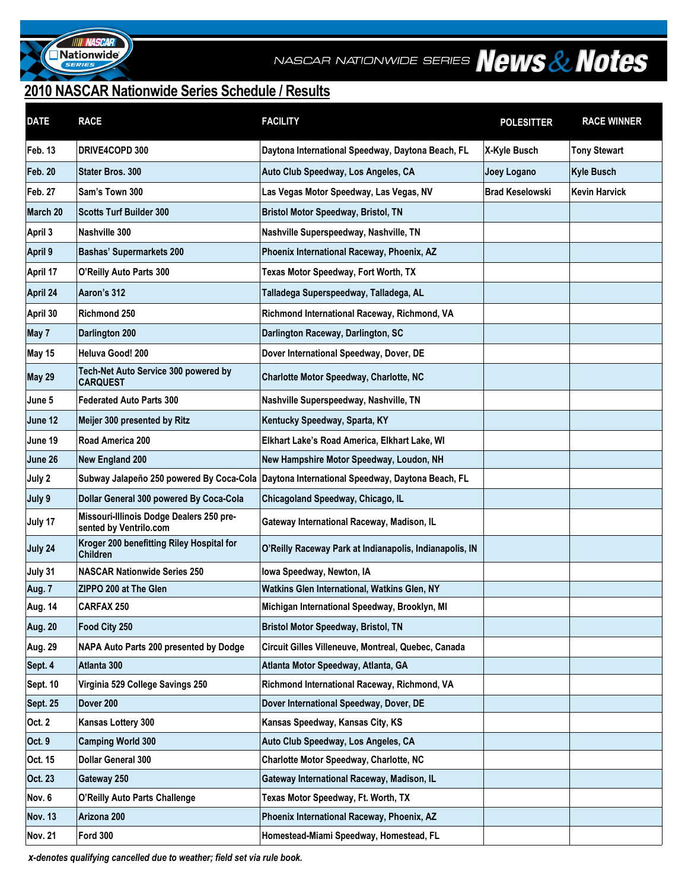## 2010 NASCAR Nationwide Series Schedule / Results

| DATE | RACE | FACILITY | POLESITTER | RACE WINNER |
|---|---|---|---|---|
| Feb. 13 | DRIVE4COPD 300 | Daytona International Speedway, Daytona Beach, FL | X-Kyle Busch | Tony Stewart |
| Feb. 20 | Stater Bros. 300 | Auto Club Speedway, Los Angeles, CA | Joey Logano | Kyle Busch |
| Feb. 27 | Sam's Town 300 | Las Vegas Motor Speedway, Las Vegas, NV | Brad Keselowski | Kevin Harvick |
| March 20 | Scotts Turf Builder 300 | Bristol Motor Speedway, Bristol, TN | | |
| April 3 | Nashville 300 | Nashville Superspeedway, Nashville, TN | | |
| April 9 | Bashas' Supermarkets 200 | Phoenix International Raceway, Phoenix, AZ | | |
| April 17 | O'Reilly Auto Parts 300 | Texas Motor Speedway, Fort Worth, TX | | |
| April 24 | Aaron's 312 | Talladega Superspeedway, Talladega, AL | | |
| April 30 | Richmond 250 | Richmond International Raceway, Richmond, VA | | |
| May 7 | Darlington 200 | Darlington Raceway, Darlington, SC | | |
| May 15 | Heluva Good! 200 | Dover International Speedway, Dover, DE | | |
| May 29 | Tech-Net Auto Service 300 powered by CARQUEST | Charlotte Motor Speedway, Charlotte, NC | | |
| June 5 | Federated Auto Parts 300 | Nashville Superspeedway, Nashville, TN | | |
| June 12 | Meijer 300 presented by Ritz | Kentucky Speedway, Sparta, KY | | |
| June 19 | Road America 200 | Elkhart Lake's Road America, Elkhart Lake, WI | | |
| June 26 | New England 200 | New Hampshire Motor Speedway, Loudon, NH | | |
| July 2 | Subway Jalapeño 250 powered By Coca-Cola | Daytona International Speedway, Daytona Beach, FL | | |
| July 9 | Dollar General 300 powered By Coca-Cola | Chicagoland Speedway, Chicago, IL | | |
| July 17 | Missouri-Illinois Dodge Dealers 250 presented by Ventrilo.com | Gateway International Raceway, Madison, IL | | |
| July 24 | Kroger 200 benefitting Riley Hospital for Children | O'Reilly Raceway Park at Indianapolis, Indianapolis, IN | | |
| July 31 | NASCAR Nationwide Series 250 | Iowa Speedway, Newton, IA | | |
| Aug. 7 | ZIPPO 200 at The Glen | Watkins Glen International, Watkins Glen, NY | | |
| Aug. 14 | CARFAX 250 | Michigan International Speedway, Brooklyn, MI | | |
| Aug. 20 | Food City 250 | Bristol Motor Speedway, Bristol, TN | | |
| Aug. 29 | NAPA Auto Parts 200 presented by Dodge | Circuit Gilles Villeneuve, Montreal, Quebec, Canada | | |
| Sept. 4 | Atlanta 300 | Atlanta Motor Speedway, Atlanta, GA | | |
| Sept. 10 | Virginia 529 College Savings 250 | Richmond International Raceway, Richmond, VA | | |
| Sept. 25 | Dover 200 | Dover International Speedway, Dover, DE | | |
| Oct. 2 | Kansas Lottery 300 | Kansas Speedway, Kansas City, KS | | |
| Oct. 9 | Camping World 300 | Auto Club Speedway, Los Angeles, CA | | |
| Oct. 15 | Dollar General 300 | Charlotte Motor Speedway, Charlotte, NC | | |
| Oct. 23 | Gateway 250 | Gateway International Raceway, Madison, IL | | |
| Nov. 6 | O'Reilly Auto Parts Challenge | Texas Motor Speedway, Ft. Worth, TX | | |
| Nov. 13 | Arizona 200 | Phoenix International Raceway, Phoenix, AZ | | |
| Nov. 21 | Ford 300 | Homestead-Miami Speedway, Homestead, FL | | |

*x-denotes qualifying cancelled due to weather; field set via rule book.*